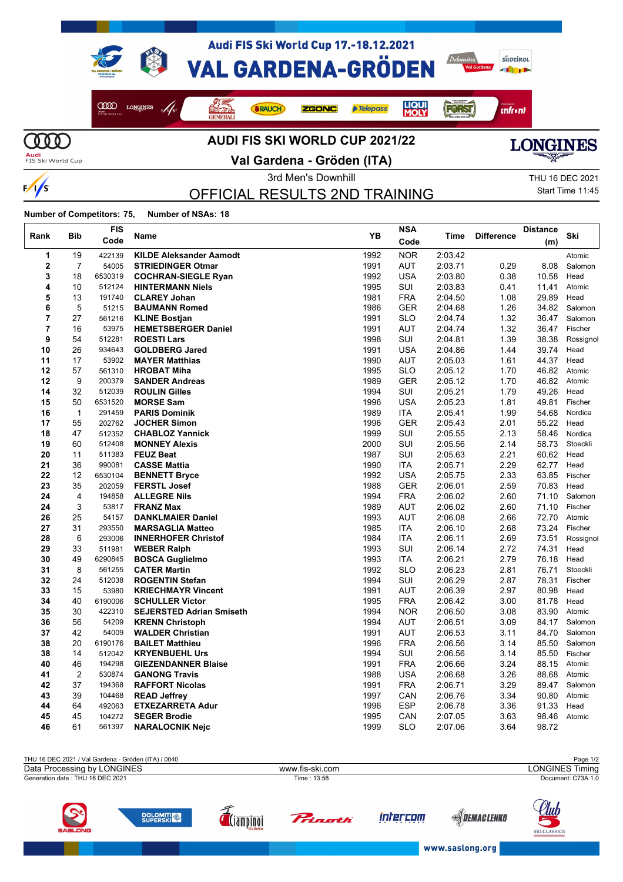# Audi FIS Ski World Cup 17.-18.12.2021

# VAL GARDENA-GRÖDEN

## AUDI FIS SKI WORLD CUP 2021/22

### Val Gardena - Gröden (ITA)

3rd Men's Downhill

THU 16 DEC 2021

Start Time 11:45

## OFFICIAL RESULTS 2ND TRAINING

**Number of Competitors: 75, Number of NSAs: 18**

| Rank | Bib | FIS Code | Name | YB | NSA Code | Time | Difference | Distance (m) | Ski |
|---|---|---|---|---|---|---|---|---|---|
| 1 | 19 | 422139 | **KILDE Aleksander Aamodt** | 1992 | NOR | 2:03.42 | | | Atomic |
| 2 | 7 | 54005 | **STRIEDINGER Otmar** | 1991 | AUT | 2:03.71 | 0.29 | 8.08 | Salomon |
| 3 | 18 | 6530319 | **COCHRAN-SIEGLE Ryan** | 1992 | USA | 2:03.80 | 0.38 | 10.58 | Head |
| 4 | 10 | 512124 | **HINTERMANN Niels** | 1995 | SUI | 2:03.83 | 0.41 | 11.41 | Atomic |
| 5 | 13 | 191740 | **CLAREY Johan** | 1981 | FRA | 2:04.50 | 1.08 | 29.89 | Head |
| 6 | 5 | 51215 | **BAUMANN Romed** | 1986 | GER | 2:04.68 | 1.26 | 34.82 | Salomon |
| 7 | 27 | 561216 | **KLINE Bostjan** | 1991 | SLO | 2:04.74 | 1.32 | 36.47 | Salomon |
| 7 | 16 | 53975 | **HEMETSBERGER Daniel** | 1991 | AUT | 2:04.74 | 1.32 | 36.47 | Fischer |
| 9 | 54 | 512281 | **ROESTI Lars** | 1998 | SUI | 2:04.81 | 1.39 | 38.38 | Rossignol |
| 10 | 26 | 934643 | **GOLDBERG Jared** | 1991 | USA | 2:04.86 | 1.44 | 39.74 | Head |
| 11 | 17 | 53902 | **MAYER Matthias** | 1990 | AUT | 2:05.03 | 1.61 | 44.37 | Head |
| 12 | 57 | 561310 | **HROBAT Miha** | 1995 | SLO | 2:05.12 | 1.70 | 46.82 | Atomic |
| 12 | 9 | 200379 | **SANDER Andreas** | 1989 | GER | 2:05.12 | 1.70 | 46.82 | Atomic |
| 14 | 32 | 512039 | **ROULIN Gilles** | 1994 | SUI | 2:05.21 | 1.79 | 49.26 | Head |
| 15 | 50 | 6531520 | **MORSE Sam** | 1996 | USA | 2:05.23 | 1.81 | 49.81 | Fischer |
| 16 | 1 | 291459 | **PARIS Dominik** | 1989 | ITA | 2:05.41 | 1.99 | 54.68 | Nordica |
| 17 | 55 | 202762 | **JOCHER Simon** | 1996 | GER | 2:05.43 | 2.01 | 55.22 | Head |
| 18 | 47 | 512352 | **CHABLOZ Yannick** | 1999 | SUI | 2:05.55 | 2.13 | 58.46 | Nordica |
| 19 | 60 | 512408 | **MONNEY Alexis** | 2000 | SUI | 2:05.56 | 2.14 | 58.73 | Stoeckli |
| 20 | 11 | 511383 | **FEUZ Beat** | 1987 | SUI | 2:05.63 | 2.21 | 60.62 | Head |
| 21 | 36 | 990081 | **CASSE Mattia** | 1990 | ITA | 2:05.71 | 2.29 | 62.77 | Head |
| 22 | 12 | 6530104 | **BENNETT Bryce** | 1992 | USA | 2:05.75 | 2.33 | 63.85 | Fischer |
| 23 | 35 | 202059 | **FERSTL Josef** | 1988 | GER | 2:06.01 | 2.59 | 70.83 | Head |
| 24 | 4 | 194858 | **ALLEGRE Nils** | 1994 | FRA | 2:06.02 | 2.60 | 71.10 | Salomon |
| 24 | 3 | 53817 | **FRANZ Max** | 1989 | AUT | 2:06.02 | 2.60 | 71.10 | Fischer |
| 26 | 25 | 54157 | **DANKLMAIER Daniel** | 1993 | AUT | 2:06.08 | 2.66 | 72.70 | Atomic |
| 27 | 31 | 293550 | **MARSAGLIA Matteo** | 1985 | ITA | 2:06.10 | 2.68 | 73.24 | Fischer |
| 28 | 6 | 293006 | **INNERHOFER Christof** | 1984 | ITA | 2:06.11 | 2.69 | 73.51 | Rossignol |
| 29 | 33 | 511981 | **WEBER Ralph** | 1993 | SUI | 2:06.14 | 2.72 | 74.31 | Head |
| 30 | 49 | 6290845 | **BOSCA Guglielmo** | 1993 | ITA | 2:06.21 | 2.79 | 76.18 | Head |
| 31 | 8 | 561255 | **CATER Martin** | 1992 | SLO | 2:06.23 | 2.81 | 76.71 | Stoeckli |
| 32 | 24 | 512038 | **ROGENTIN Stefan** | 1994 | SUI | 2:06.29 | 2.87 | 78.31 | Fischer |
| 33 | 15 | 53980 | **KRIECHMAYR Vincent** | 1991 | AUT | 2:06.39 | 2.97 | 80.98 | Head |
| 34 | 40 | 6190006 | **SCHULLER Victor** | 1995 | FRA | 2:06.42 | 3.00 | 81.78 | Head |
| 35 | 30 | 422310 | **SEJERSTED Adrian Smiseth** | 1994 | NOR | 2:06.50 | 3.08 | 83.90 | Atomic |
| 36 | 56 | 54209 | **KRENN Christoph** | 1994 | AUT | 2:06.51 | 3.09 | 84.17 | Salomon |
| 37 | 42 | 54009 | **WALDER Christian** | 1991 | AUT | 2:06.53 | 3.11 | 84.70 | Salomon |
| 38 | 20 | 6190176 | **BAILET Matthieu** | 1996 | FRA | 2:06.56 | 3.14 | 85.50 | Salomon |
| 38 | 14 | 512042 | **KRYENBUEHL Urs** | 1994 | SUI | 2:06.56 | 3.14 | 85.50 | Fischer |
| 40 | 46 | 194298 | **GIEZENDANNER Blaise** | 1991 | FRA | 2:06.66 | 3.24 | 88.15 | Atomic |
| 41 | 2 | 530874 | **GANONG Travis** | 1988 | USA | 2:06.68 | 3.26 | 88.68 | Atomic |
| 42 | 37 | 194368 | **RAFFORT Nicolas** | 1991 | FRA | 2:06.71 | 3.29 | 89.47 | Salomon |
| 43 | 39 | 104468 | **READ Jeffrey** | 1997 | CAN | 2:06.76 | 3.34 | 90.80 | Atomic |
| 44 | 64 | 492063 | **ETXEZARRETA Adur** | 1996 | ESP | 2:06.78 | 3.36 | 91.33 | Head |
| 45 | 45 | 104272 | **SEGER Brodie** | 1995 | CAN | 2:07.05 | 3.63 | 98.46 | Atomic |
| 46 | 61 | 561397 | **NARALOCNIK Nejc** | 1999 | SLO | 2:07.06 | 3.64 | 98.72 | |

THU 16 DEC 2021 / Val Gardena - Gröden (ITA) / 0040

Data Processing by LONGINES | www.fis-ski.com | LONGINES Timing

Generation date : THU 16 DEC 2021 | Time : 13:58 | Document: C73A 1.0

www.saslong.org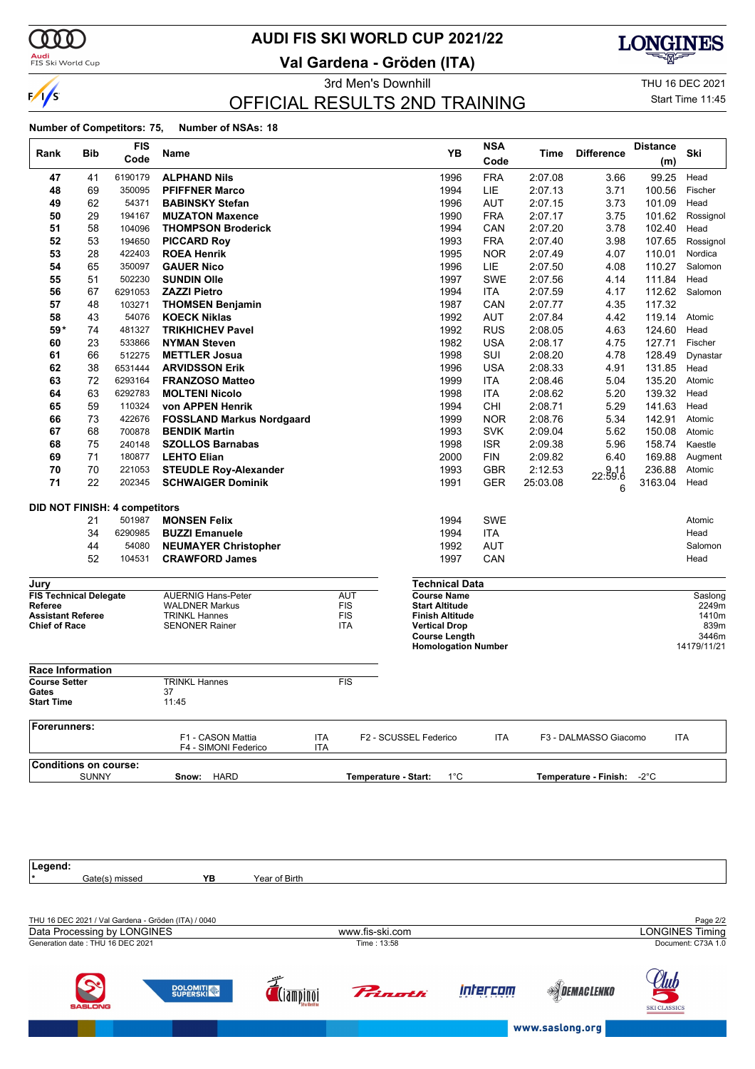# AUDI FIS SKI WORLD CUP 2021/22

## Val Gardena - Gröden (ITA)

3rd Men's Downhill

THU 16 DEC 2021

Start Time 11:45

## OFFICIAL RESULTS 2ND TRAINING

**Number of Competitors: 75, Number of NSAs: 18**

| Rank | Bib | FIS Code | Name | YB | NSA Code | Time | Difference | Distance (m) | Ski |
|---|---|---|---|---|---|---|---|---|---|
| 47 | 41 | 6190179 | **ALPHAND Nils** | 1996 | FRA | 2:07.08 | 3.66 | 99.25 | Head |
| 48 | 69 | 350095 | **PFIFFNER Marco** | 1994 | LIE | 2:07.13 | 3.71 | 100.56 | Fischer |
| 49 | 62 | 54371 | **BABINSKY Stefan** | 1996 | AUT | 2:07.15 | 3.73 | 101.09 | Head |
| 50 | 29 | 194167 | **MUZATON Maxence** | 1990 | FRA | 2:07.17 | 3.75 | 101.62 | Rossignol |
| 51 | 58 | 104096 | **THOMPSON Broderick** | 1994 | CAN | 2:07.20 | 3.78 | 102.40 | Head |
| 52 | 53 | 194650 | **PICCARD Roy** | 1993 | FRA | 2:07.40 | 3.98 | 107.65 | Rossignol |
| 53 | 28 | 422403 | **ROEA Henrik** | 1995 | NOR | 2:07.49 | 4.07 | 110.01 | Nordica |
| 54 | 65 | 350097 | **GAUER Nico** | 1996 | LIE | 2:07.50 | 4.08 | 110.27 | Salomon |
| 55 | 51 | 502230 | **SUNDIN Olle** | 1997 | SWE | 2:07.56 | 4.14 | 111.84 | Head |
| 56 | 67 | 6291053 | **ZAZZI Pietro** | 1994 | ITA | 2:07.59 | 4.17 | 112.62 | Salomon |
| 57 | 48 | 103271 | **THOMSEN Benjamin** | 1987 | CAN | 2:07.77 | 4.35 | 117.32 | |
| 58 | 43 | 54076 | **KOECK Niklas** | 1992 | AUT | 2:07.84 | 4.42 | 119.14 | Atomic |
| 59* | 74 | 481327 | **TRIKHICHEV Pavel** | 1992 | RUS | 2:08.05 | 4.63 | 124.60 | Head |
| 60 | 23 | 533866 | **NYMAN Steven** | 1982 | USA | 2:08.17 | 4.75 | 127.71 | Fischer |
| 61 | 66 | 512275 | **METTLER Josua** | 1998 | SUI | 2:08.20 | 4.78 | 128.49 | Dynastar |
| 62 | 38 | 6531444 | **ARVIDSSON Erik** | 1996 | USA | 2:08.33 | 4.91 | 131.85 | Head |
| 63 | 72 | 6293164 | **FRANZOSO Matteo** | 1999 | ITA | 2:08.46 | 5.04 | 135.20 | Atomic |
| 64 | 63 | 6292783 | **MOLTENI Nicolo** | 1998 | ITA | 2:08.62 | 5.20 | 139.32 | Head |
| 65 | 59 | 110324 | **von APPEN Henrik** | 1994 | CHI | 2:08.71 | 5.29 | 141.63 | Head |
| 66 | 73 | 422676 | **FOSSLAND Markus Nordgaard** | 1999 | NOR | 2:08.76 | 5.34 | 142.91 | Atomic |
| 67 | 68 | 700878 | **BENDIK Martin** | 1993 | SVK | 2:09.04 | 5.62 | 150.08 | Atomic |
| 68 | 75 | 240148 | **SZOLLOS Barnabas** | 1998 | ISR | 2:09.38 | 5.96 | 158.74 | Kaestle |
| 69 | 71 | 180877 | **LEHTO Elian** | 2000 | FIN | 2:09.82 | 6.40 | 169.88 | Augment |
| 70 | 70 | 221053 | **STEUDLE Roy-Alexander** | 1993 | GBR | 2:12.53 | 9.11 | 236.88 | Atomic |
| 71 | 22 | 202345 | **SCHWAIGER Dominik** | 1991 | GER | 25:03.08 | 22:59.66 | 3163.04 | Head |

**DID NOT FINISH: 4 competitors**

| Rank | Bib | FIS Code | Name | YB | NSA Code | Time | Difference | Distance (m) | Ski |
|---|---|---|---|---|---|---|---|---|---|
| | 21 | 501987 | **MONSEN Felix** | 1994 | SWE | | | | Atomic |
| | 34 | 6290985 | **BUZZI Emanuele** | 1994 | ITA | | | | Head |
| | 44 | 54080 | **NEUMAYER Christopher** | 1992 | AUT | | | | Salomon |
| | 52 | 104531 | **CRAWFORD James** | 1997 | CAN | | | | Head |

### Jury

| | | |
|---|---|---|
| **FIS Technical Delegate** | AUERNIG Hans-Peter | AUT |
| **Referee** | WALDNER Markus | FIS |
| **Assistant Referee** | TRINKL Hannes | FIS |
| **Chief of Race** | SENONER Rainer | ITA |

### Technical Data

| | |
|---|---|
| **Course Name** | Saslong |
| **Start Altitude** | 2249m |
| **Finish Altitude** | 1410m |
| **Vertical Drop** | 839m |
| **Course Length** | 3446m |
| **Homologation Number** | 14179/11/21 |

### Race Information

| | | |
|---|---|---|
| **Course Setter** | TRINKL Hannes | FIS |
| **Gates** | 37 | |
| **Start Time** | 11:45 | |

### Forerunners:

F1 - CASON Mattia ITA; F2 - SCUSSEL Federico ITA; F3 - DALMASSO Giacomo ITA; F4 - SIMONI Federico ITA

### Conditions on course:

SUNNY; **Snow:** HARD; **Temperature - Start:** 1°C; **Temperature - Finish:** -2°C

**Legend:**

\* Gate(s) missed; **YB** Year of Birth

THU 16 DEC 2021 / Val Gardena - Gröden (ITA) / 0040

Data Processing by LONGINES — www.fis-ski.com — LONGINES Timing

Generation date : THU 16 DEC 2021 — Time : 13:58 — Document: C73A 1.0

www.saslong.org